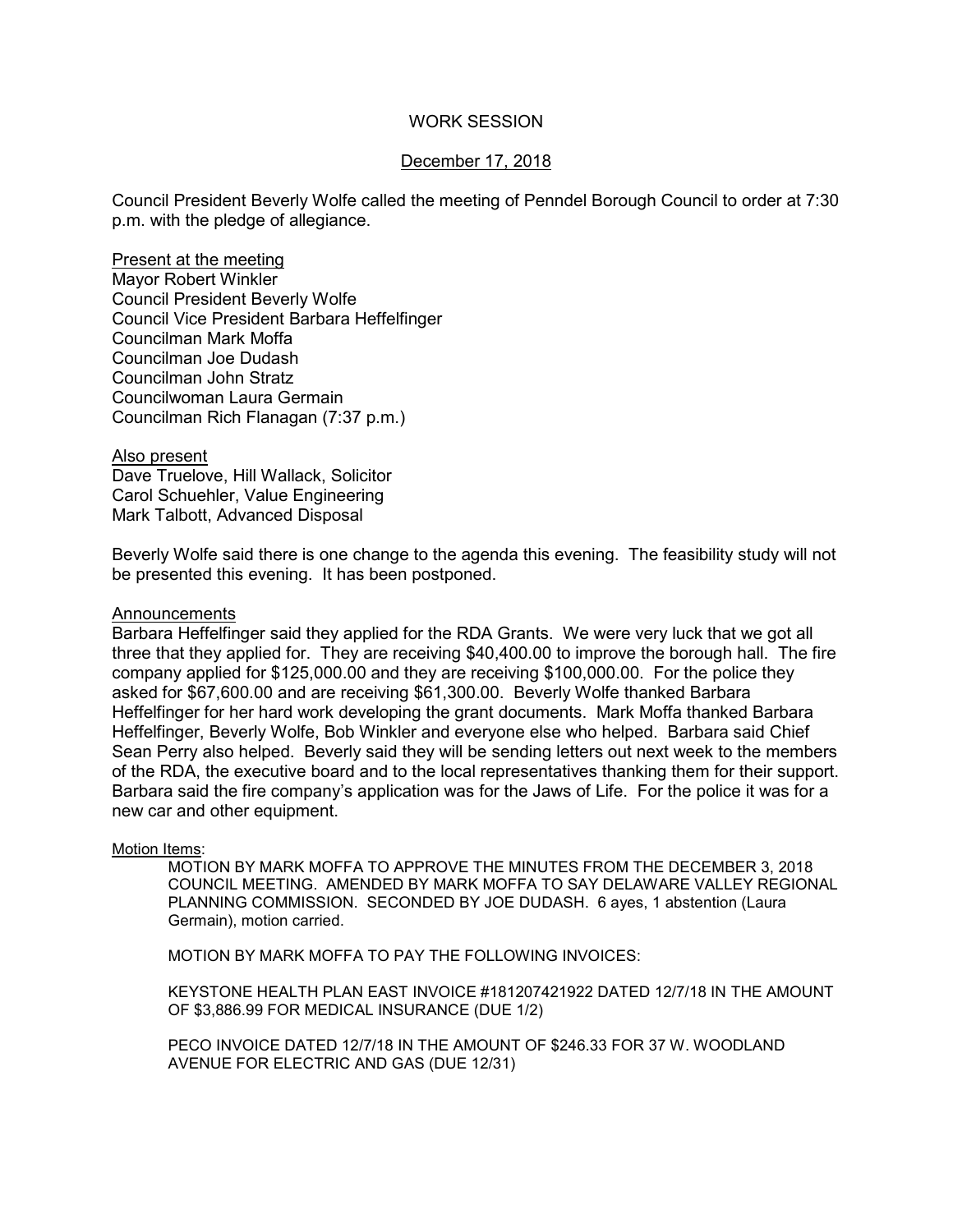# WORK SESSION

## December 17, 2018

Council President Beverly Wolfe called the meeting of Penndel Borough Council to order at 7:30 p.m. with the pledge of allegiance.

Present at the meeting
Mayor Robert Winkler
Council President Beverly Wolfe
Council Vice President Barbara Heffelfinger
Councilman Mark Moffa
Councilman Joe Dudash
Councilman John Stratz
Councilwoman Laura Germain
Councilman Rich Flanagan (7:37 p.m.)

Also present
Dave Truelove, Hill Wallack, Solicitor
Carol Schuehler, Value Engineering
Mark Talbott, Advanced Disposal

Beverly Wolfe said there is one change to the agenda this evening. The feasibility study will not be presented this evening. It has been postponed.

Announcements
Barbara Heffelfinger said they applied for the RDA Grants. We were very luck that we got all three that they applied for. They are receiving $40,400.00 to improve the borough hall. The fire company applied for $125,000.00 and they are receiving $100,000.00. For the police they asked for $67,600.00 and are receiving $61,300.00. Beverly Wolfe thanked Barbara Heffelfinger for her hard work developing the grant documents. Mark Moffa thanked Barbara Heffelfinger, Beverly Wolfe, Bob Winkler and everyone else who helped. Barbara said Chief Sean Perry also helped. Beverly said they will be sending letters out next week to the members of the RDA, the executive board and to the local representatives thanking them for their support. Barbara said the fire company's application was for the Jaws of Life. For the police it was for a new car and other equipment.

Motion Items:

MOTION BY MARK MOFFA TO APPROVE THE MINUTES FROM THE DECEMBER 3, 2018 COUNCIL MEETING. AMENDED BY MARK MOFFA TO SAY DELAWARE VALLEY REGIONAL PLANNING COMMISSION. SECONDED BY JOE DUDASH. 6 ayes, 1 abstention (Laura Germain), motion carried.

MOTION BY MARK MOFFA TO PAY THE FOLLOWING INVOICES:

KEYSTONE HEALTH PLAN EAST INVOICE #181207421922 DATED 12/7/18 IN THE AMOUNT OF $3,886.99 FOR MEDICAL INSURANCE (DUE 1/2)

PECO INVOICE DATED 12/7/18 IN THE AMOUNT OF $246.33 FOR 37 W. WOODLAND AVENUE FOR ELECTRIC AND GAS (DUE 12/31)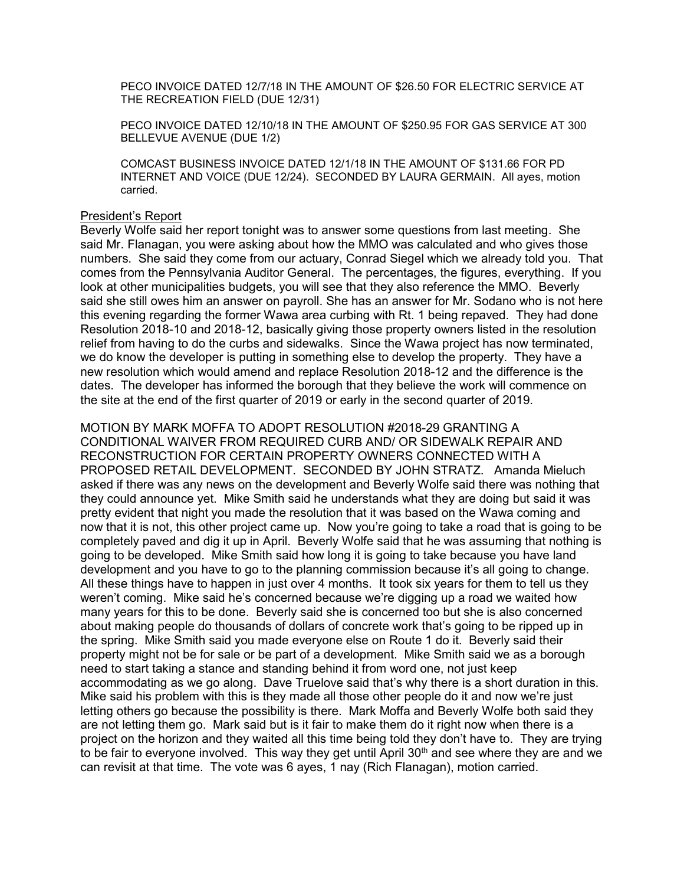PECO INVOICE DATED 12/7/18 IN THE AMOUNT OF $26.50 FOR ELECTRIC SERVICE AT THE RECREATION FIELD (DUE 12/31)

PECO INVOICE DATED 12/10/18 IN THE AMOUNT OF $250.95 FOR GAS SERVICE AT 300 BELLEVUE AVENUE (DUE 1/2)

COMCAST BUSINESS INVOICE DATED 12/1/18 IN THE AMOUNT OF $131.66 FOR PD INTERNET AND VOICE (DUE 12/24). SECONDED BY LAURA GERMAIN. All ayes, motion carried.

President's Report

Beverly Wolfe said her report tonight was to answer some questions from last meeting. She said Mr. Flanagan, you were asking about how the MMO was calculated and who gives those numbers. She said they come from our actuary, Conrad Siegel which we already told you. That comes from the Pennsylvania Auditor General. The percentages, the figures, everything. If you look at other municipalities budgets, you will see that they also reference the MMO. Beverly said she still owes him an answer on payroll. She has an answer for Mr. Sodano who is not here this evening regarding the former Wawa area curbing with Rt. 1 being repaved. They had done Resolution 2018-10 and 2018-12, basically giving those property owners listed in the resolution relief from having to do the curbs and sidewalks. Since the Wawa project has now terminated, we do know the developer is putting in something else to develop the property. They have a new resolution which would amend and replace Resolution 2018-12 and the difference is the dates. The developer has informed the borough that they believe the work will commence on the site at the end of the first quarter of 2019 or early in the second quarter of 2019.

MOTION BY MARK MOFFA TO ADOPT RESOLUTION #2018-29 GRANTING A CONDITIONAL WAIVER FROM REQUIRED CURB AND/ OR SIDEWALK REPAIR AND RECONSTRUCTION FOR CERTAIN PROPERTY OWNERS CONNECTED WITH A PROPOSED RETAIL DEVELOPMENT. SECONDED BY JOHN STRATZ. Amanda Mieluch asked if there was any news on the development and Beverly Wolfe said there was nothing that they could announce yet. Mike Smith said he understands what they are doing but said it was pretty evident that night you made the resolution that it was based on the Wawa coming and now that it is not, this other project came up. Now you're going to take a road that is going to be completely paved and dig it up in April. Beverly Wolfe said that he was assuming that nothing is going to be developed. Mike Smith said how long it is going to take because you have land development and you have to go to the planning commission because it's all going to change. All these things have to happen in just over 4 months. It took six years for them to tell us they weren't coming. Mike said he's concerned because we're digging up a road we waited how many years for this to be done. Beverly said she is concerned too but she is also concerned about making people do thousands of dollars of concrete work that's going to be ripped up in the spring. Mike Smith said you made everyone else on Route 1 do it. Beverly said their property might not be for sale or be part of a development. Mike Smith said we as a borough need to start taking a stance and standing behind it from word one, not just keep accommodating as we go along. Dave Truelove said that's why there is a short duration in this. Mike said his problem with this is they made all those other people do it and now we're just letting others go because the possibility is there. Mark Moffa and Beverly Wolfe both said they are not letting them go. Mark said but is it fair to make them do it right now when there is a project on the horizon and they waited all this time being told they don't have to. They are trying to be fair to everyone involved. This way they get until April 30th and see where they are and we can revisit at that time. The vote was 6 ayes, 1 nay (Rich Flanagan), motion carried.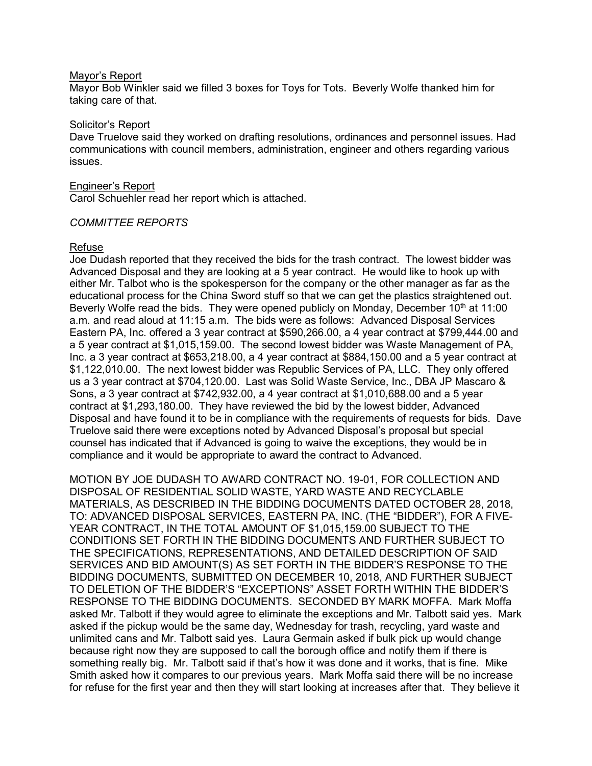<u>Mayor's Report</u>

Mayor Bob Winkler said we filled 3 boxes for Toys for Tots. Beverly Wolfe thanked him for taking care of that.

<u>Solicitor's Report</u>

Dave Truelove said they worked on drafting resolutions, ordinances and personnel issues. Had communications with council members, administration, engineer and others regarding various issues.

<u>Engineer's Report</u>

Carol Schuehler read her report which is attached.

*COMMITTEE REPORTS*

<u>Refuse</u>

Joe Dudash reported that they received the bids for the trash contract. The lowest bidder was Advanced Disposal and they are looking at a 5 year contract. He would like to hook up with either Mr. Talbot who is the spokesperson for the company or the other manager as far as the educational process for the China Sword stuff so that we can get the plastics straightened out. Beverly Wolfe read the bids. They were opened publicly on Monday, December 10th at 11:00 a.m. and read aloud at 11:15 a.m. The bids were as follows: Advanced Disposal Services Eastern PA, Inc. offered a 3 year contract at $590,266.00, a 4 year contract at $799,444.00 and a 5 year contract at $1,015,159.00. The second lowest bidder was Waste Management of PA, Inc. a 3 year contract at $653,218.00, a 4 year contract at $884,150.00 and a 5 year contract at $1,122,010.00. The next lowest bidder was Republic Services of PA, LLC. They only offered us a 3 year contract at $704,120.00. Last was Solid Waste Service, Inc., DBA JP Mascaro & Sons, a 3 year contract at $742,932.00, a 4 year contract at $1,010,688.00 and a 5 year contract at $1,293,180.00. They have reviewed the bid by the lowest bidder, Advanced Disposal and have found it to be in compliance with the requirements of requests for bids. Dave Truelove said there were exceptions noted by Advanced Disposal's proposal but special counsel has indicated that if Advanced is going to waive the exceptions, they would be in compliance and it would be appropriate to award the contract to Advanced.

MOTION BY JOE DUDASH TO AWARD CONTRACT NO. 19-01, FOR COLLECTION AND DISPOSAL OF RESIDENTIAL SOLID WASTE, YARD WASTE AND RECYCLABLE MATERIALS, AS DESCRIBED IN THE BIDDING DOCUMENTS DATED OCTOBER 28, 2018, TO: ADVANCED DISPOSAL SERVICES, EASTERN PA, INC. (THE "BIDDER"), FOR A FIVE-YEAR CONTRACT, IN THE TOTAL AMOUNT OF $1,015,159.00 SUBJECT TO THE CONDITIONS SET FORTH IN THE BIDDING DOCUMENTS AND FURTHER SUBJECT TO THE SPECIFICATIONS, REPRESENTATIONS, AND DETAILED DESCRIPTION OF SAID SERVICES AND BID AMOUNT(S) AS SET FORTH IN THE BIDDER'S RESPONSE TO THE BIDDING DOCUMENTS, SUBMITTED ON DECEMBER 10, 2018, AND FURTHER SUBJECT TO DELETION OF THE BIDDER'S "EXCEPTIONS" ASSET FORTH WITHIN THE BIDDER'S RESPONSE TO THE BIDDING DOCUMENTS. SECONDED BY MARK MOFFA. Mark Moffa asked Mr. Talbott if they would agree to eliminate the exceptions and Mr. Talbott said yes. Mark asked if the pickup would be the same day, Wednesday for trash, recycling, yard waste and unlimited cans and Mr. Talbott said yes. Laura Germain asked if bulk pick up would change because right now they are supposed to call the borough office and notify them if there is something really big. Mr. Talbott said if that's how it was done and it works, that is fine. Mike Smith asked how it compares to our previous years. Mark Moffa said there will be no increase for refuse for the first year and then they will start looking at increases after that. They believe it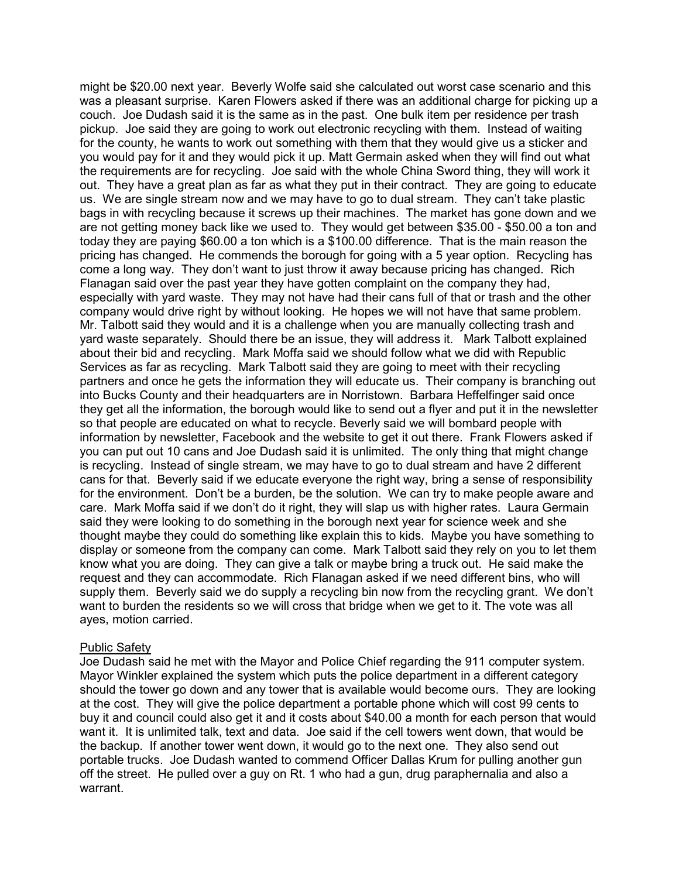might be $20.00 next year. Beverly Wolfe said she calculated out worst case scenario and this was a pleasant surprise. Karen Flowers asked if there was an additional charge for picking up a couch. Joe Dudash said it is the same as in the past. One bulk item per residence per trash pickup. Joe said they are going to work out electronic recycling with them. Instead of waiting for the county, he wants to work out something with them that they would give us a sticker and you would pay for it and they would pick it up. Matt Germain asked when they will find out what the requirements are for recycling. Joe said with the whole China Sword thing, they will work it out. They have a great plan as far as what they put in their contract. They are going to educate us. We are single stream now and we may have to go to dual stream. They can't take plastic bags in with recycling because it screws up their machines. The market has gone down and we are not getting money back like we used to. They would get between $35.00 - $50.00 a ton and today they are paying $60.00 a ton which is a $100.00 difference. That is the main reason the pricing has changed. He commends the borough for going with a 5 year option. Recycling has come a long way. They don't want to just throw it away because pricing has changed. Rich Flanagan said over the past year they have gotten complaint on the company they had, especially with yard waste. They may not have had their cans full of that or trash and the other company would drive right by without looking. He hopes we will not have that same problem. Mr. Talbott said they would and it is a challenge when you are manually collecting trash and yard waste separately. Should there be an issue, they will address it. Mark Talbott explained about their bid and recycling. Mark Moffa said we should follow what we did with Republic Services as far as recycling. Mark Talbott said they are going to meet with their recycling partners and once he gets the information they will educate us. Their company is branching out into Bucks County and their headquarters are in Norristown. Barbara Heffelfinger said once they get all the information, the borough would like to send out a flyer and put it in the newsletter so that people are educated on what to recycle. Beverly said we will bombard people with information by newsletter, Facebook and the website to get it out there. Frank Flowers asked if you can put out 10 cans and Joe Dudash said it is unlimited. The only thing that might change is recycling. Instead of single stream, we may have to go to dual stream and have 2 different cans for that. Beverly said if we educate everyone the right way, bring a sense of responsibility for the environment. Don't be a burden, be the solution. We can try to make people aware and care. Mark Moffa said if we don't do it right, they will slap us with higher rates. Laura Germain said they were looking to do something in the borough next year for science week and she thought maybe they could do something like explain this to kids. Maybe you have something to display or someone from the company can come. Mark Talbott said they rely on you to let them know what you are doing. They can give a talk or maybe bring a truck out. He said make the request and they can accommodate. Rich Flanagan asked if we need different bins, who will supply them. Beverly said we do supply a recycling bin now from the recycling grant. We don't want to burden the residents so we will cross that bridge when we get to it. The vote was all ayes, motion carried.

Public Safety

Joe Dudash said he met with the Mayor and Police Chief regarding the 911 computer system. Mayor Winkler explained the system which puts the police department in a different category should the tower go down and any tower that is available would become ours. They are looking at the cost. They will give the police department a portable phone which will cost 99 cents to buy it and council could also get it and it costs about $40.00 a month for each person that would want it. It is unlimited talk, text and data. Joe said if the cell towers went down, that would be the backup. If another tower went down, it would go to the next one. They also send out portable trucks. Joe Dudash wanted to commend Officer Dallas Krum for pulling another gun off the street. He pulled over a guy on Rt. 1 who had a gun, drug paraphernalia and also a warrant.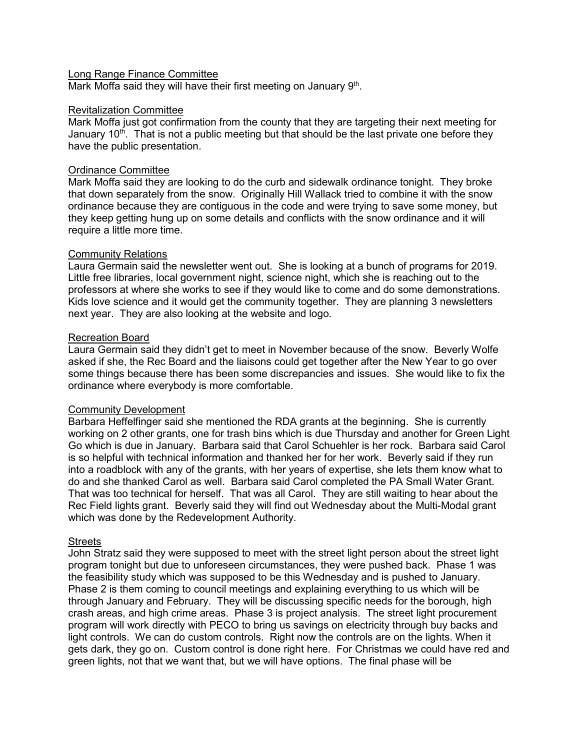Long Range Finance Committee

Mark Moffa said they will have their first meeting on January 9th.

Revitalization Committee

Mark Moffa just got confirmation from the county that they are targeting their next meeting for January 10th. That is not a public meeting but that should be the last private one before they have the public presentation.

Ordinance Committee

Mark Moffa said they are looking to do the curb and sidewalk ordinance tonight. They broke that down separately from the snow. Originally Hill Wallack tried to combine it with the snow ordinance because they are contiguous in the code and were trying to save some money, but they keep getting hung up on some details and conflicts with the snow ordinance and it will require a little more time.

Community Relations

Laura Germain said the newsletter went out. She is looking at a bunch of programs for 2019. Little free libraries, local government night, science night, which she is reaching out to the professors at where she works to see if they would like to come and do some demonstrations. Kids love science and it would get the community together. They are planning 3 newsletters next year. They are also looking at the website and logo.

Recreation Board

Laura Germain said they didn't get to meet in November because of the snow. Beverly Wolfe asked if she, the Rec Board and the liaisons could get together after the New Year to go over some things because there has been some discrepancies and issues. She would like to fix the ordinance where everybody is more comfortable.

Community Development

Barbara Heffelfinger said she mentioned the RDA grants at the beginning. She is currently working on 2 other grants, one for trash bins which is due Thursday and another for Green Light Go which is due in January. Barbara said that Carol Schuehler is her rock. Barbara said Carol is so helpful with technical information and thanked her for her work. Beverly said if they run into a roadblock with any of the grants, with her years of expertise, she lets them know what to do and she thanked Carol as well. Barbara said Carol completed the PA Small Water Grant. That was too technical for herself. That was all Carol. They are still waiting to hear about the Rec Field lights grant. Beverly said they will find out Wednesday about the Multi-Modal grant which was done by the Redevelopment Authority.

Streets

John Stratz said they were supposed to meet with the street light person about the street light program tonight but due to unforeseen circumstances, they were pushed back. Phase 1 was the feasibility study which was supposed to be this Wednesday and is pushed to January. Phase 2 is them coming to council meetings and explaining everything to us which will be through January and February. They will be discussing specific needs for the borough, high crash areas, and high crime areas. Phase 3 is project analysis. The street light procurement program will work directly with PECO to bring us savings on electricity through buy backs and light controls. We can do custom controls. Right now the controls are on the lights. When it gets dark, they go on. Custom control is done right here. For Christmas we could have red and green lights, not that we want that, but we will have options. The final phase will be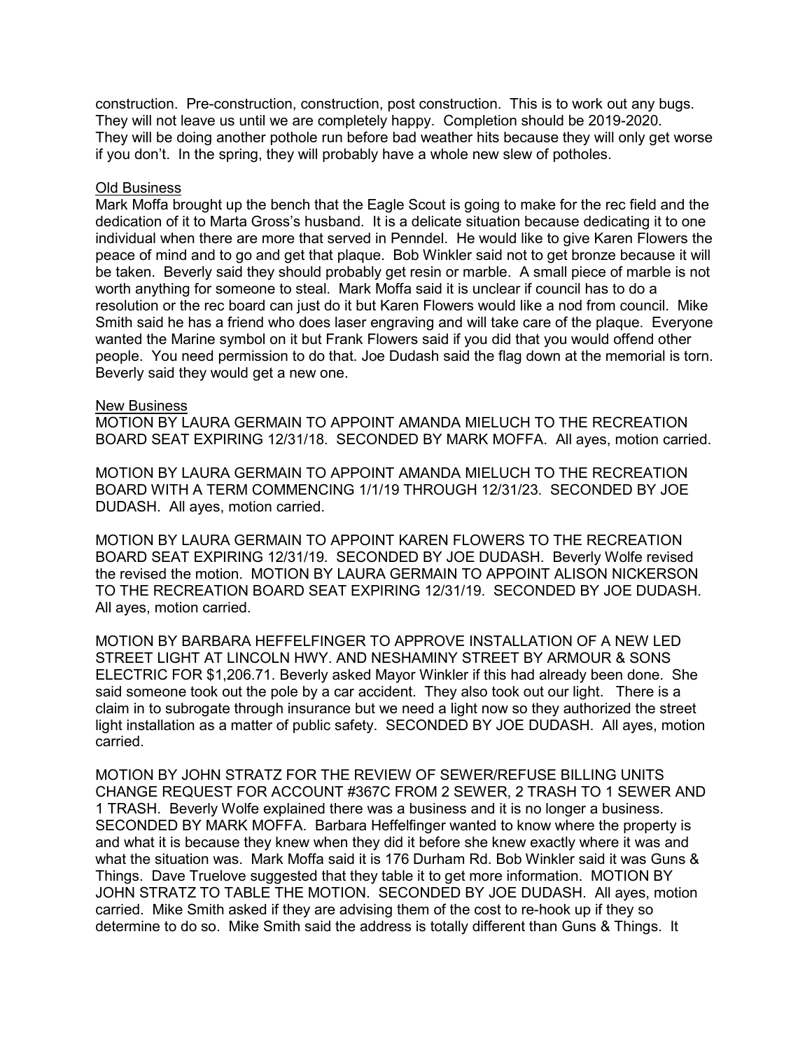construction. Pre-construction, construction, post construction. This is to work out any bugs. They will not leave us until we are completely happy. Completion should be 2019-2020. They will be doing another pothole run before bad weather hits because they will only get worse if you don't. In the spring, they will probably have a whole new slew of potholes.

Old Business

Mark Moffa brought up the bench that the Eagle Scout is going to make for the rec field and the dedication of it to Marta Gross's husband. It is a delicate situation because dedicating it to one individual when there are more that served in Penndel. He would like to give Karen Flowers the peace of mind and to go and get that plaque. Bob Winkler said not to get bronze because it will be taken. Beverly said they should probably get resin or marble. A small piece of marble is not worth anything for someone to steal. Mark Moffa said it is unclear if council has to do a resolution or the rec board can just do it but Karen Flowers would like a nod from council. Mike Smith said he has a friend who does laser engraving and will take care of the plaque. Everyone wanted the Marine symbol on it but Frank Flowers said if you did that you would offend other people. You need permission to do that. Joe Dudash said the flag down at the memorial is torn. Beverly said they would get a new one.

New Business

MOTION BY LAURA GERMAIN TO APPOINT AMANDA MIELUCH TO THE RECREATION BOARD SEAT EXPIRING 12/31/18. SECONDED BY MARK MOFFA. All ayes, motion carried.

MOTION BY LAURA GERMAIN TO APPOINT AMANDA MIELUCH TO THE RECREATION BOARD WITH A TERM COMMENCING 1/1/19 THROUGH 12/31/23. SECONDED BY JOE DUDASH. All ayes, motion carried.

MOTION BY LAURA GERMAIN TO APPOINT KAREN FLOWERS TO THE RECREATION BOARD SEAT EXPIRING 12/31/19. SECONDED BY JOE DUDASH. Beverly Wolfe revised the revised the motion. MOTION BY LAURA GERMAIN TO APPOINT ALISON NICKERSON TO THE RECREATION BOARD SEAT EXPIRING 12/31/19. SECONDED BY JOE DUDASH. All ayes, motion carried.

MOTION BY BARBARA HEFFELFINGER TO APPROVE INSTALLATION OF A NEW LED STREET LIGHT AT LINCOLN HWY. AND NESHAMINY STREET BY ARMOUR & SONS ELECTRIC FOR $1,206.71. Beverly asked Mayor Winkler if this had already been done. She said someone took out the pole by a car accident. They also took out our light. There is a claim in to subrogate through insurance but we need a light now so they authorized the street light installation as a matter of public safety. SECONDED BY JOE DUDASH. All ayes, motion carried.

MOTION BY JOHN STRATZ FOR THE REVIEW OF SEWER/REFUSE BILLING UNITS CHANGE REQUEST FOR ACCOUNT #367C FROM 2 SEWER, 2 TRASH TO 1 SEWER AND 1 TRASH. Beverly Wolfe explained there was a business and it is no longer a business. SECONDED BY MARK MOFFA. Barbara Heffelfinger wanted to know where the property is and what it is because they knew when they did it before she knew exactly where it was and what the situation was. Mark Moffa said it is 176 Durham Rd. Bob Winkler said it was Guns & Things. Dave Truelove suggested that they table it to get more information. MOTION BY JOHN STRATZ TO TABLE THE MOTION. SECONDED BY JOE DUDASH. All ayes, motion carried. Mike Smith asked if they are advising them of the cost to re-hook up if they so determine to do so. Mike Smith said the address is totally different than Guns & Things. It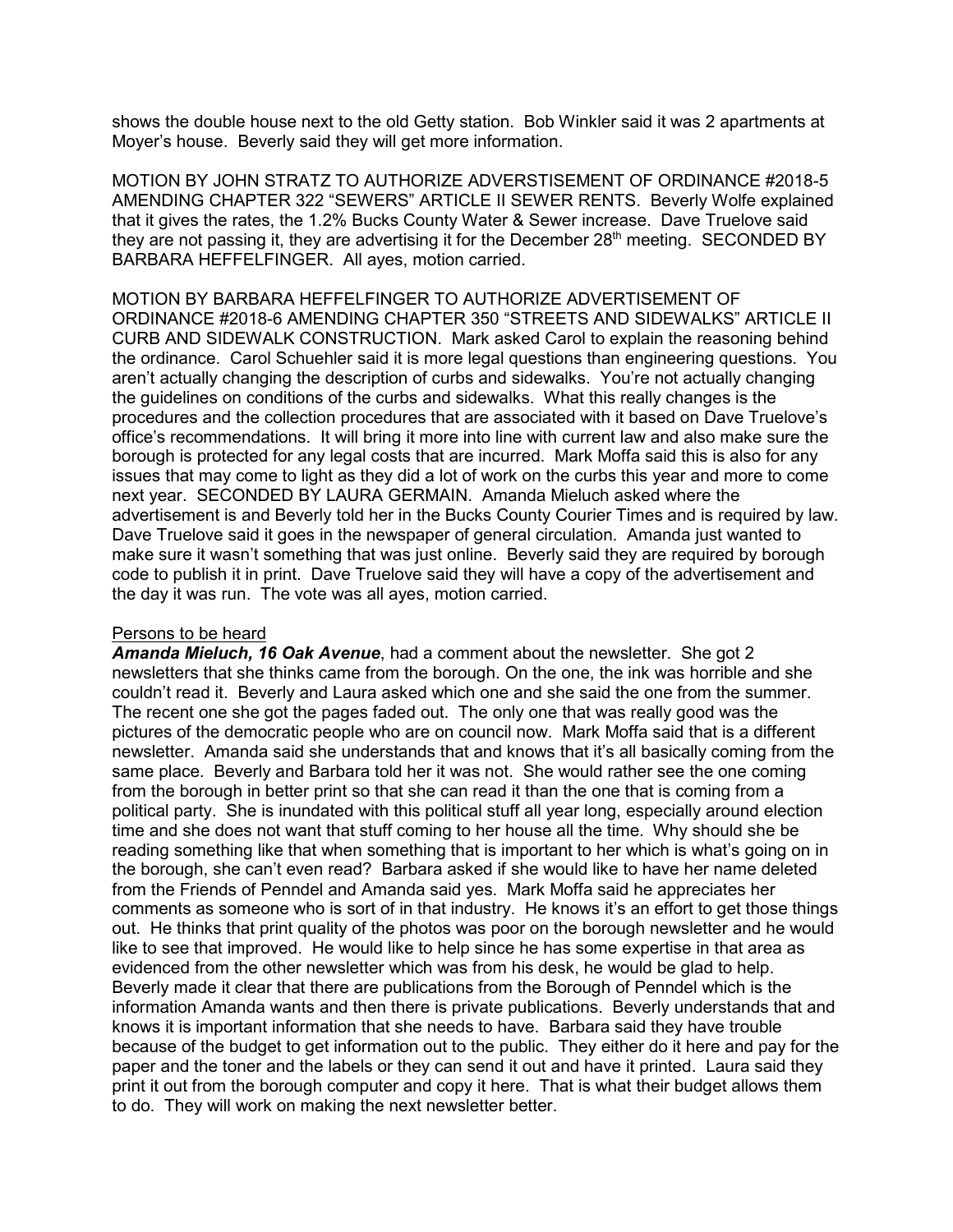shows the double house next to the old Getty station. Bob Winkler said it was 2 apartments at Moyer's house. Beverly said they will get more information.

MOTION BY JOHN STRATZ TO AUTHORIZE ADVERSTISEMENT OF ORDINANCE #2018-5 AMENDING CHAPTER 322 "SEWERS" ARTICLE II SEWER RENTS. Beverly Wolfe explained that it gives the rates, the 1.2% Bucks County Water & Sewer increase. Dave Truelove said they are not passing it, they are advertising it for the December 28th meeting. SECONDED BY BARBARA HEFFELFINGER. All ayes, motion carried.

MOTION BY BARBARA HEFFELFINGER TO AUTHORIZE ADVERTISEMENT OF ORDINANCE #2018-6 AMENDING CHAPTER 350 "STREETS AND SIDEWALKS" ARTICLE II CURB AND SIDEWALK CONSTRUCTION. Mark asked Carol to explain the reasoning behind the ordinance. Carol Schuehler said it is more legal questions than engineering questions. You aren't actually changing the description of curbs and sidewalks. You're not actually changing the guidelines on conditions of the curbs and sidewalks. What this really changes is the procedures and the collection procedures that are associated with it based on Dave Truelove's office's recommendations. It will bring it more into line with current law and also make sure the borough is protected for any legal costs that are incurred. Mark Moffa said this is also for any issues that may come to light as they did a lot of work on the curbs this year and more to come next year. SECONDED BY LAURA GERMAIN. Amanda Mieluch asked where the advertisement is and Beverly told her in the Bucks County Courier Times and is required by law. Dave Truelove said it goes in the newspaper of general circulation. Amanda just wanted to make sure it wasn't something that was just online. Beverly said they are required by borough code to publish it in print. Dave Truelove said they will have a copy of the advertisement and the day it was run. The vote was all ayes, motion carried.

Persons to be heard

***Amanda Mieluch, 16 Oak Avenue***, had a comment about the newsletter. She got 2 newsletters that she thinks came from the borough. On the one, the ink was horrible and she couldn't read it. Beverly and Laura asked which one and she said the one from the summer. The recent one she got the pages faded out. The only one that was really good was the pictures of the democratic people who are on council now. Mark Moffa said that is a different newsletter. Amanda said she understands that and knows that it's all basically coming from the same place. Beverly and Barbara told her it was not. She would rather see the one coming from the borough in better print so that she can read it than the one that is coming from a political party. She is inundated with this political stuff all year long, especially around election time and she does not want that stuff coming to her house all the time. Why should she be reading something like that when something that is important to her which is what's going on in the borough, she can't even read? Barbara asked if she would like to have her name deleted from the Friends of Penndel and Amanda said yes. Mark Moffa said he appreciates her comments as someone who is sort of in that industry. He knows it's an effort to get those things out. He thinks that print quality of the photos was poor on the borough newsletter and he would like to see that improved. He would like to help since he has some expertise in that area as evidenced from the other newsletter which was from his desk, he would be glad to help. Beverly made it clear that there are publications from the Borough of Penndel which is the information Amanda wants and then there is private publications. Beverly understands that and knows it is important information that she needs to have. Barbara said they have trouble because of the budget to get information out to the public. They either do it here and pay for the paper and the toner and the labels or they can send it out and have it printed. Laura said they print it out from the borough computer and copy it here. That is what their budget allows them to do. They will work on making the next newsletter better.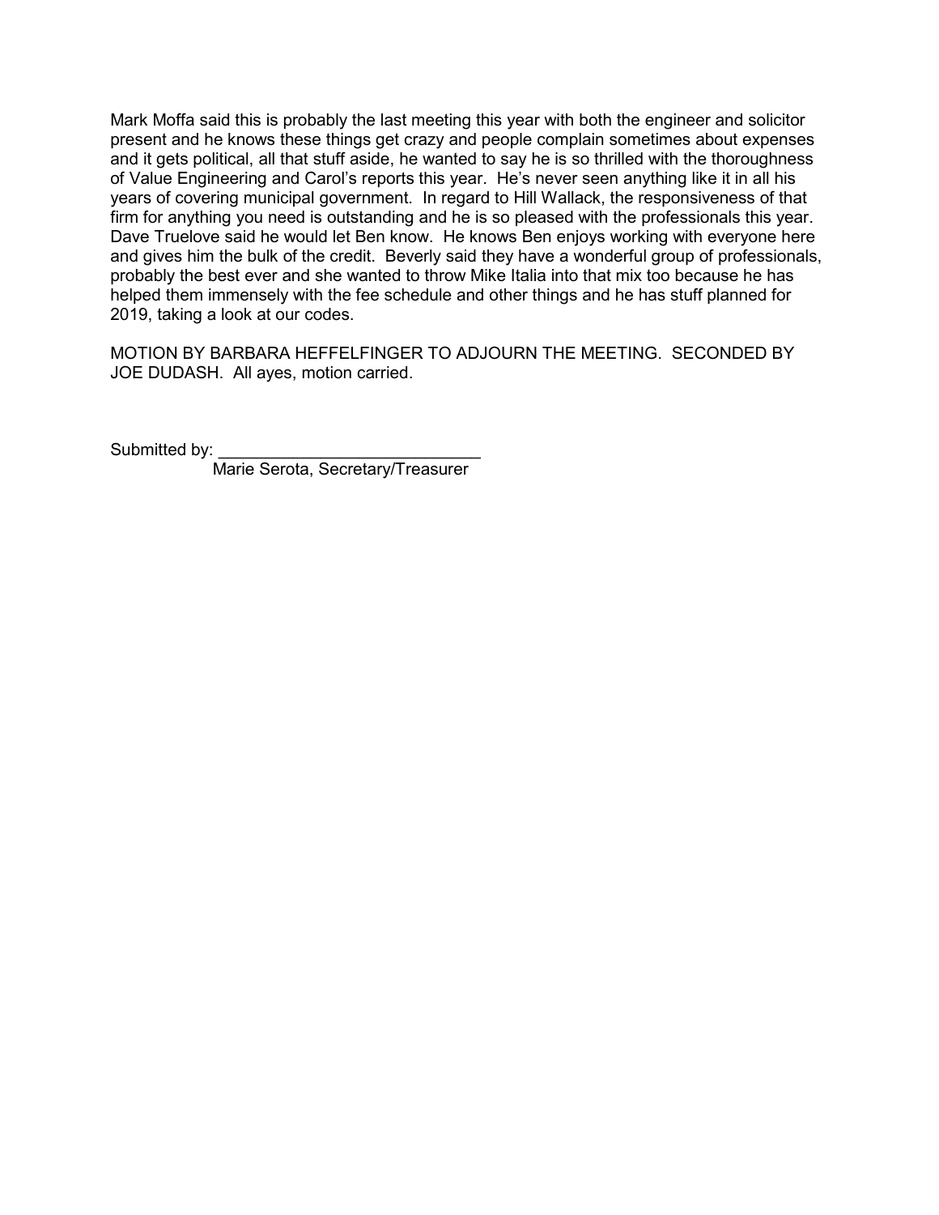Mark Moffa said this is probably the last meeting this year with both the engineer and solicitor present and he knows these things get crazy and people complain sometimes about expenses and it gets political, all that stuff aside, he wanted to say he is so thrilled with the thoroughness of Value Engineering and Carol's reports this year. He's never seen anything like it in all his years of covering municipal government. In regard to Hill Wallack, the responsiveness of that firm for anything you need is outstanding and he is so pleased with the professionals this year. Dave Truelove said he would let Ben know. He knows Ben enjoys working with everyone here and gives him the bulk of the credit. Beverly said they have a wonderful group of professionals, probably the best ever and she wanted to throw Mike Italia into that mix too because he has helped them immensely with the fee schedule and other things and he has stuff planned for 2019, taking a look at our codes.

MOTION BY BARBARA HEFFELFINGER TO ADJOURN THE MEETING. SECONDED BY JOE DUDASH. All ayes, motion carried.

Submitted by: ___________________________

Marie Serota, Secretary/Treasurer